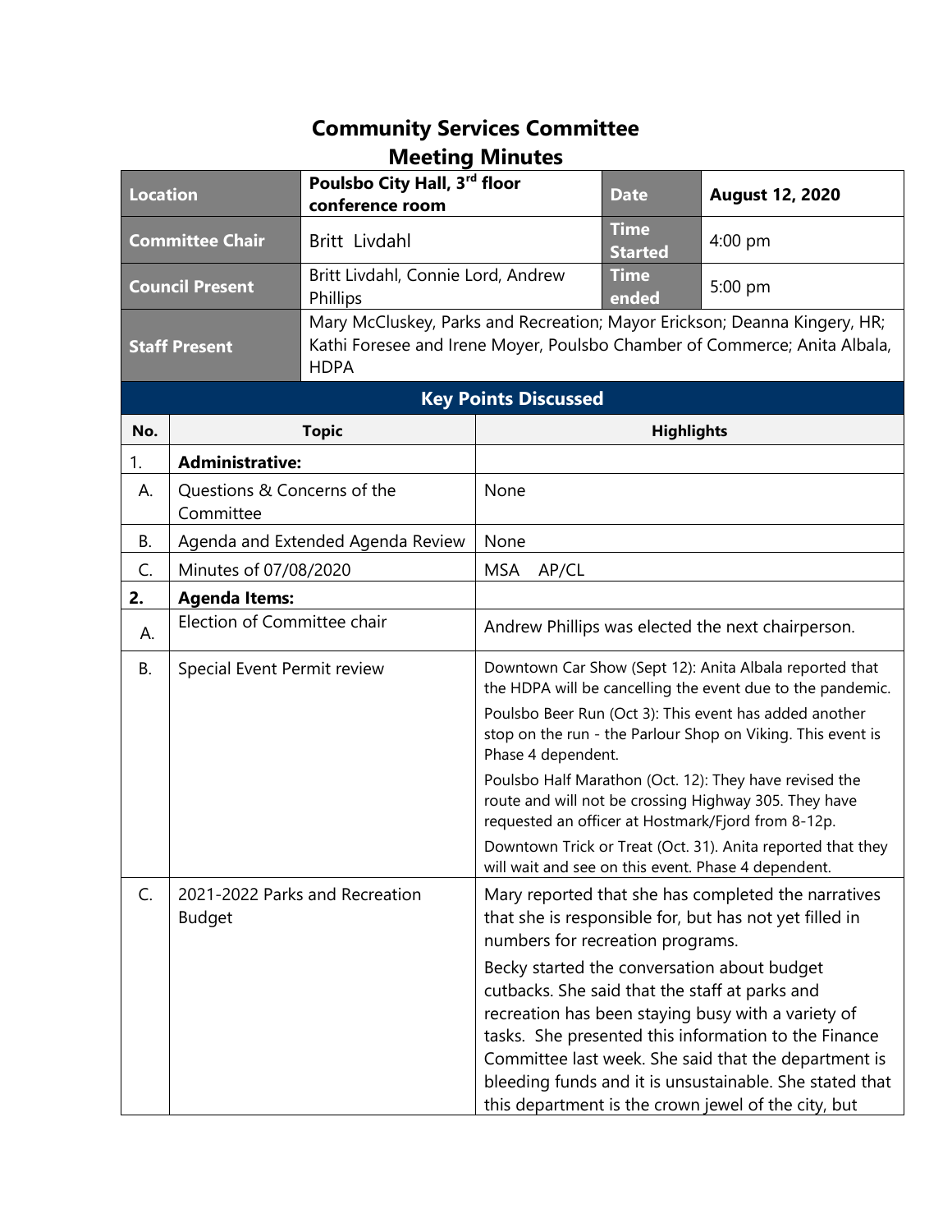# Community Services Committee
## Meeting Minutes

| Location | Poulsbo City Hall, 3rd floor conference room | Date | August 12, 2020 |
|---|---|---|---|
| Committee Chair | Britt Livdahl | Time Started | 4:00 pm |
| Council Present | Britt Livdahl, Connie Lord, Andrew Phillips | Time ended | 5:00 pm |
| Staff Present | Mary McCluskey, Parks and Recreation; Mayor Erickson; Deanna Kingery, HR; Kathi Foresee and Irene Moyer, Poulsbo Chamber of Commerce; Anita Albala, HDPA | | |

### Key Points Discussed

| No. | Topic | Highlights |
|---|---|---|
| 1. | **Administrative:** | |
| A. | Questions & Concerns of the Committee | None |
| B. | Agenda and Extended Agenda Review | None |
| C. | Minutes of 07/08/2020 | MSA AP/CL |
| **2.** | **Agenda Items:** | |
| A. | Election of Committee chair | Andrew Phillips was elected the next chairperson. |
| B. | Special Event Permit review | Downtown Car Show (Sept 12): Anita Albala reported that the HDPA will be cancelling the event due to the pandemic.<br><br>Poulsbo Beer Run (Oct 3): This event has added another stop on the run - the Parlour Shop on Viking. This event is Phase 4 dependent.<br><br>Poulsbo Half Marathon (Oct. 12): They have revised the route and will not be crossing Highway 305. They have requested an officer at Hostmark/Fjord from 8-12p.<br><br>Downtown Trick or Treat (Oct. 31). Anita reported that they will wait and see on this event. Phase 4 dependent. |
| C. | 2021-2022 Parks and Recreation Budget | Mary reported that she has completed the narratives that she is responsible for, but has not yet filled in numbers for recreation programs.<br><br>Becky started the conversation about budget cutbacks. She said that the staff at parks and recreation has been staying busy with a variety of tasks. She presented this information to the Finance Committee last week. She said that the department is bleeding funds and it is unsustainable. She stated that this department is the crown jewel of the city, but |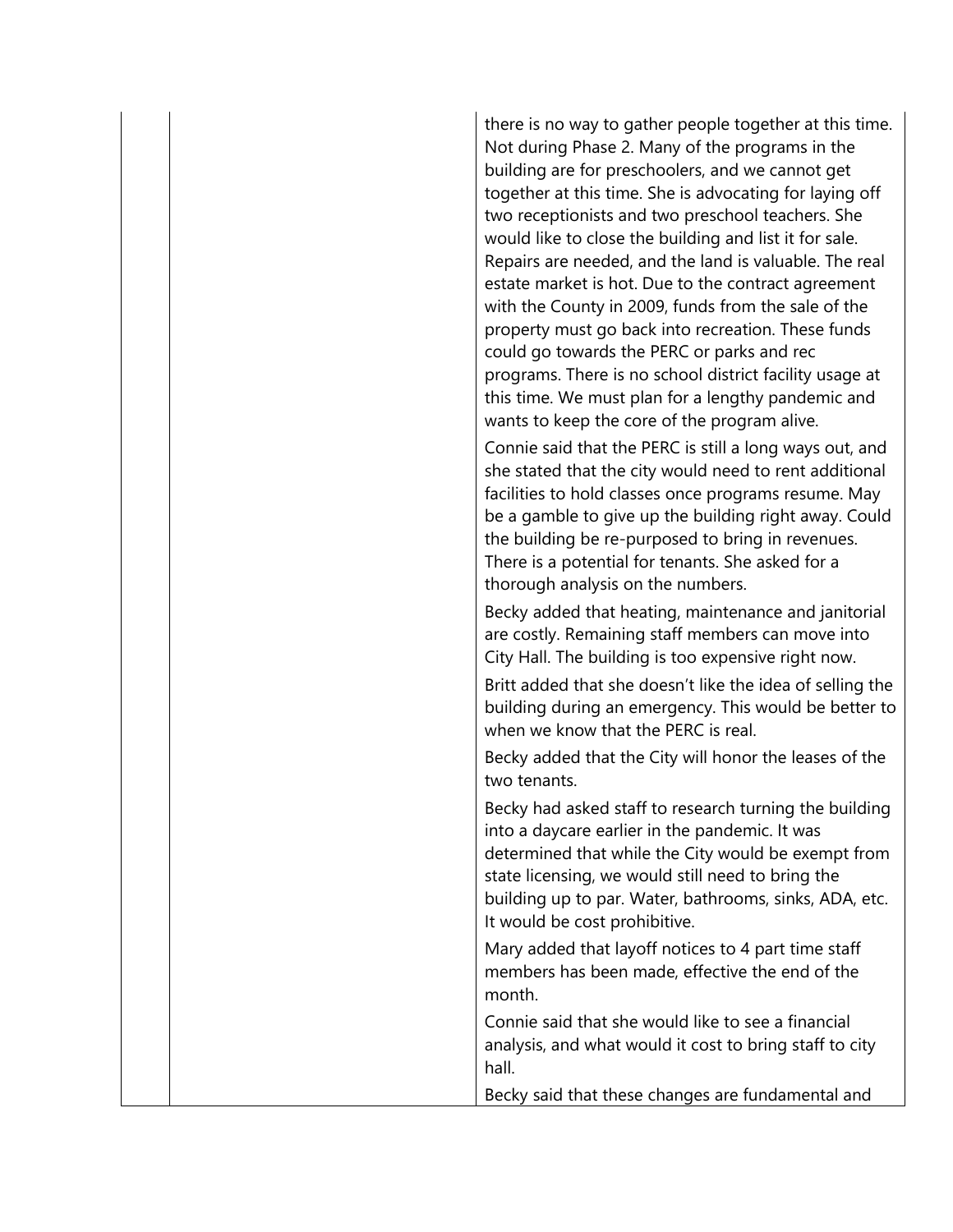| | | |
|---|---|---|
| | | there is no way to gather people together at this time. Not during Phase 2. Many of the programs in the building are for preschoolers, and we cannot get together at this time. She is advocating for laying off two receptionists and two preschool teachers. She would like to close the building and list it for sale. Repairs are needed, and the land is valuable. The real estate market is hot. Due to the contract agreement with the County in 2009, funds from the sale of the property must go back into recreation. These funds could go towards the PERC or parks and rec programs. There is no school district facility usage at this time. We must plan for a lengthy pandemic and wants to keep the core of the program alive.<br><br>Connie said that the PERC is still a long ways out, and she stated that the city would need to rent additional facilities to hold classes once programs resume. May be a gamble to give up the building right away. Could the building be re-purposed to bring in revenues. There is a potential for tenants. She asked for a thorough analysis on the numbers.<br><br>Becky added that heating, maintenance and janitorial are costly. Remaining staff members can move into City Hall. The building is too expensive right now.<br><br>Britt added that she doesn't like the idea of selling the building during an emergency. This would be better to when we know that the PERC is real.<br><br>Becky added that the City will honor the leases of the two tenants.<br><br>Becky had asked staff to research turning the building into a daycare earlier in the pandemic. It was determined that while the City would be exempt from state licensing, we would still need to bring the building up to par. Water, bathrooms, sinks, ADA, etc. It would be cost prohibitive.<br><br>Mary added that layoff notices to 4 part time staff members has been made, effective the end of the month.<br><br>Connie said that she would like to see a financial analysis, and what would it cost to bring staff to city hall.<br><br>Becky said that these changes are fundamental and |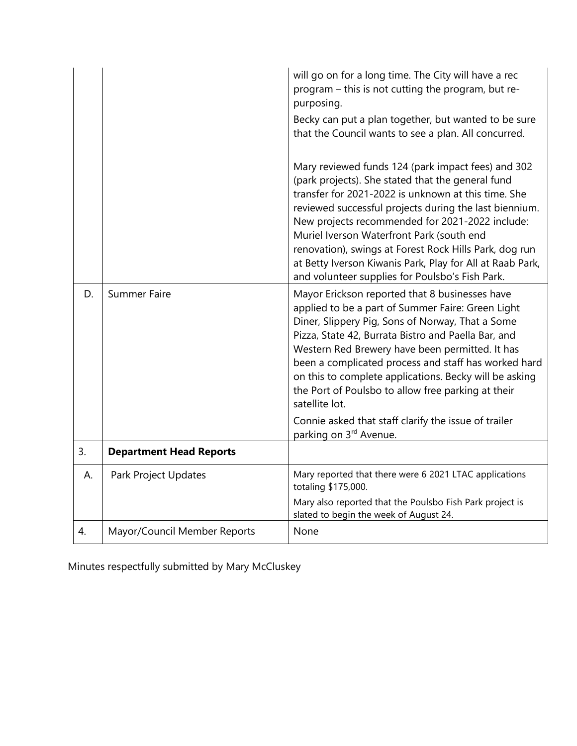| | | |
|---|---|---|
| | | will go on for a long time. The City will have a rec program – this is not cutting the program, but re-purposing.<br><br>Becky can put a plan together, but wanted to be sure that the Council wants to see a plan. All concurred.<br><br>Mary reviewed funds 124 (park impact fees) and 302 (park projects). She stated that the general fund transfer for 2021-2022 is unknown at this time. She reviewed successful projects during the last biennium. New projects recommended for 2021-2022 include: Muriel Iverson Waterfront Park (south end renovation), swings at Forest Rock Hills Park, dog run at Betty Iverson Kiwanis Park, Play for All at Raab Park, and volunteer supplies for Poulsbo's Fish Park. |
| D. | Summer Faire | Mayor Erickson reported that 8 businesses have applied to be a part of Summer Faire: Green Light Diner, Slippery Pig, Sons of Norway, That a Some Pizza, State 42, Burrata Bistro and Paella Bar, and Western Red Brewery have been permitted. It has been a complicated process and staff has worked hard on this to complete applications. Becky will be asking the Port of Poulsbo to allow free parking at their satellite lot.<br><br>Connie asked that staff clarify the issue of trailer parking on 3rd Avenue. |
| 3. | **Department Head Reports** | |
| A. | Park Project Updates | Mary reported that there were 6 2021 LTAC applications totaling $175,000.<br><br>Mary also reported that the Poulsbo Fish Park project is slated to begin the week of August 24. |
| 4. | Mayor/Council Member Reports | None |

Minutes respectfully submitted by Mary McCluskey